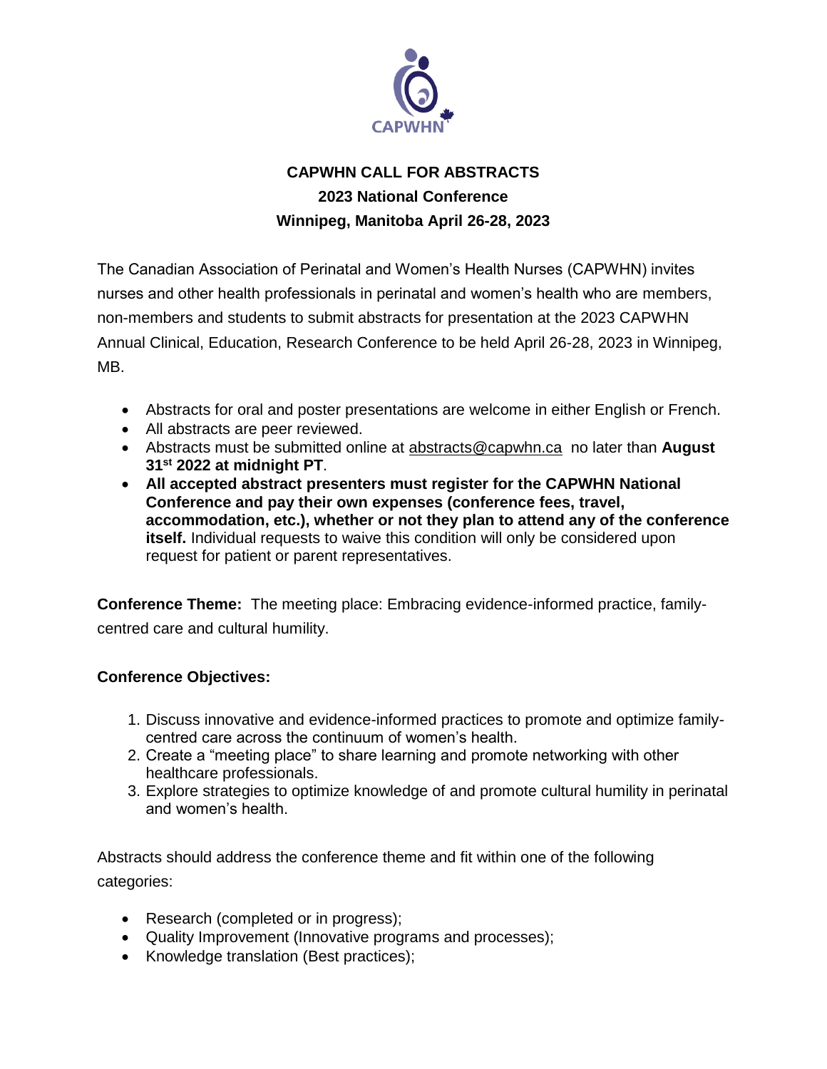CAPWHN

# CAPWHN CALL FOR ABSTRACTS
## 2023 National Conference
## Winnipeg, Manitoba April 26-28, 2023

The Canadian Association of Perinatal and Women's Health Nurses (CAPWHN) invites nurses and other health professionals in perinatal and women's health who are members, non-members and students to submit abstracts for presentation at the 2023 CAPWHN Annual Clinical, Education, Research Conference to be held April 26-28, 2023 in Winnipeg, MB.

- Abstracts for oral and poster presentations are welcome in either English or French.
- All abstracts are peer reviewed.
- Abstracts must be submitted online at abstracts@capwhn.ca no later than **August 31st 2022 at midnight PT**.
- **All accepted abstract presenters must register for the CAPWHN National Conference and pay their own expenses (conference fees, travel, accommodation, etc.), whether or not they plan to attend any of the conference itself.** Individual requests to waive this condition will only be considered upon request for patient or parent representatives.

**Conference Theme:** The meeting place: Embracing evidence-informed practice, family-centred care and cultural humility.

**Conference Objectives:**

1. Discuss innovative and evidence-informed practices to promote and optimize family-centred care across the continuum of women's health.
2. Create a "meeting place" to share learning and promote networking with other healthcare professionals.
3. Explore strategies to optimize knowledge of and promote cultural humility in perinatal and women's health.

Abstracts should address the conference theme and fit within one of the following categories:

- Research (completed or in progress);
- Quality Improvement (Innovative programs and processes);
- Knowledge translation (Best practices);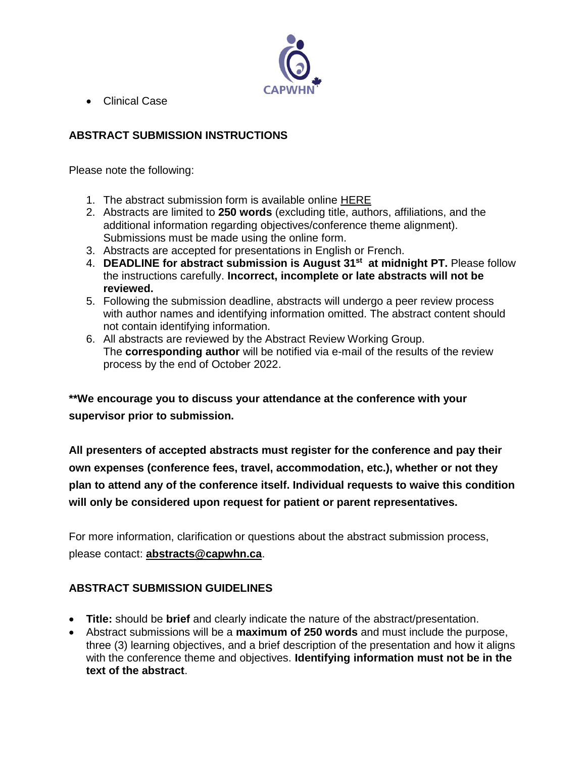- Clinical Case

## ABSTRACT SUBMISSION INSTRUCTIONS

Please note the following:

1. The abstract submission form is available online HERE
2. Abstracts are limited to **250 words** (excluding title, authors, affiliations, and the additional information regarding objectives/conference theme alignment). Submissions must be made using the online form.
3. Abstracts are accepted for presentations in English or French.
4. **DEADLINE for abstract submission is August 31st at midnight PT.** Please follow the instructions carefully. **Incorrect, incomplete or late abstracts will not be reviewed.**
5. Following the submission deadline, abstracts will undergo a peer review process with author names and identifying information omitted. The abstract content should not contain identifying information.
6. All abstracts are reviewed by the Abstract Review Working Group. The **corresponding author** will be notified via e-mail of the results of the review process by the end of October 2022.

****We encourage you to discuss your attendance at the conference with your supervisor prior to submission.**

**All presenters of accepted abstracts must register for the conference and pay their own expenses (conference fees, travel, accommodation, etc.), whether or not they plan to attend any of the conference itself. Individual requests to waive this condition will only be considered upon request for patient or parent representatives.**

For more information, clarification or questions about the abstract submission process, please contact: **abstracts@capwhn.ca**.

## ABSTRACT SUBMISSION GUIDELINES

- **Title:** should be **brief** and clearly indicate the nature of the abstract/presentation.
- Abstract submissions will be a **maximum of 250 words** and must include the purpose, three (3) learning objectives, and a brief description of the presentation and how it aligns with the conference theme and objectives. **Identifying information must not be in the text of the abstract**.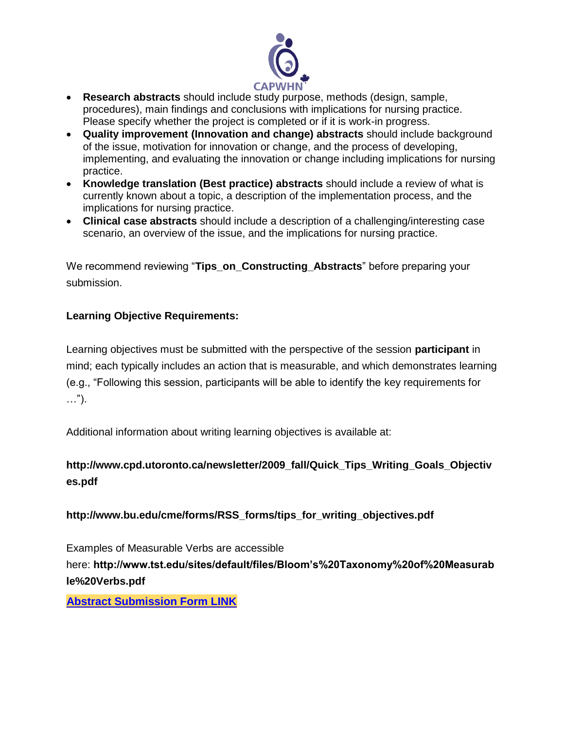- **Research abstracts** should include study purpose, methods (design, sample, procedures), main findings and conclusions with implications for nursing practice. Please specify whether the project is completed or if it is work-in progress.
- **Quality improvement (Innovation and change) abstracts** should include background of the issue, motivation for innovation or change, and the process of developing, implementing, and evaluating the innovation or change including implications for nursing practice.
- **Knowledge translation (Best practice) abstracts** should include a review of what is currently known about a topic, a description of the implementation process, and the implications for nursing practice.
- **Clinical case abstracts** should include a description of a challenging/interesting case scenario, an overview of the issue, and the implications for nursing practice.

We recommend reviewing "**Tips_on_Constructing_Abstracts**" before preparing your submission.

**Learning Objective Requirements:**

Learning objectives must be submitted with the perspective of the session **participant** in mind; each typically includes an action that is measurable, and which demonstrates learning (e.g., "Following this session, participants will be able to identify the key requirements for …").

Additional information about writing learning objectives is available at:

**http://www.cpd.utoronto.ca/newsletter/2009_fall/Quick_Tips_Writing_Goals_Objectives.pdf**

**http://www.bu.edu/cme/forms/RSS_forms/tips_for_writing_objectives.pdf**

Examples of Measurable Verbs are accessible here: **http://www.tst.edu/sites/default/files/Bloom's%20Taxonomy%20of%20Measurable%20Verbs.pdf**

**Abstract Submission Form LINK**